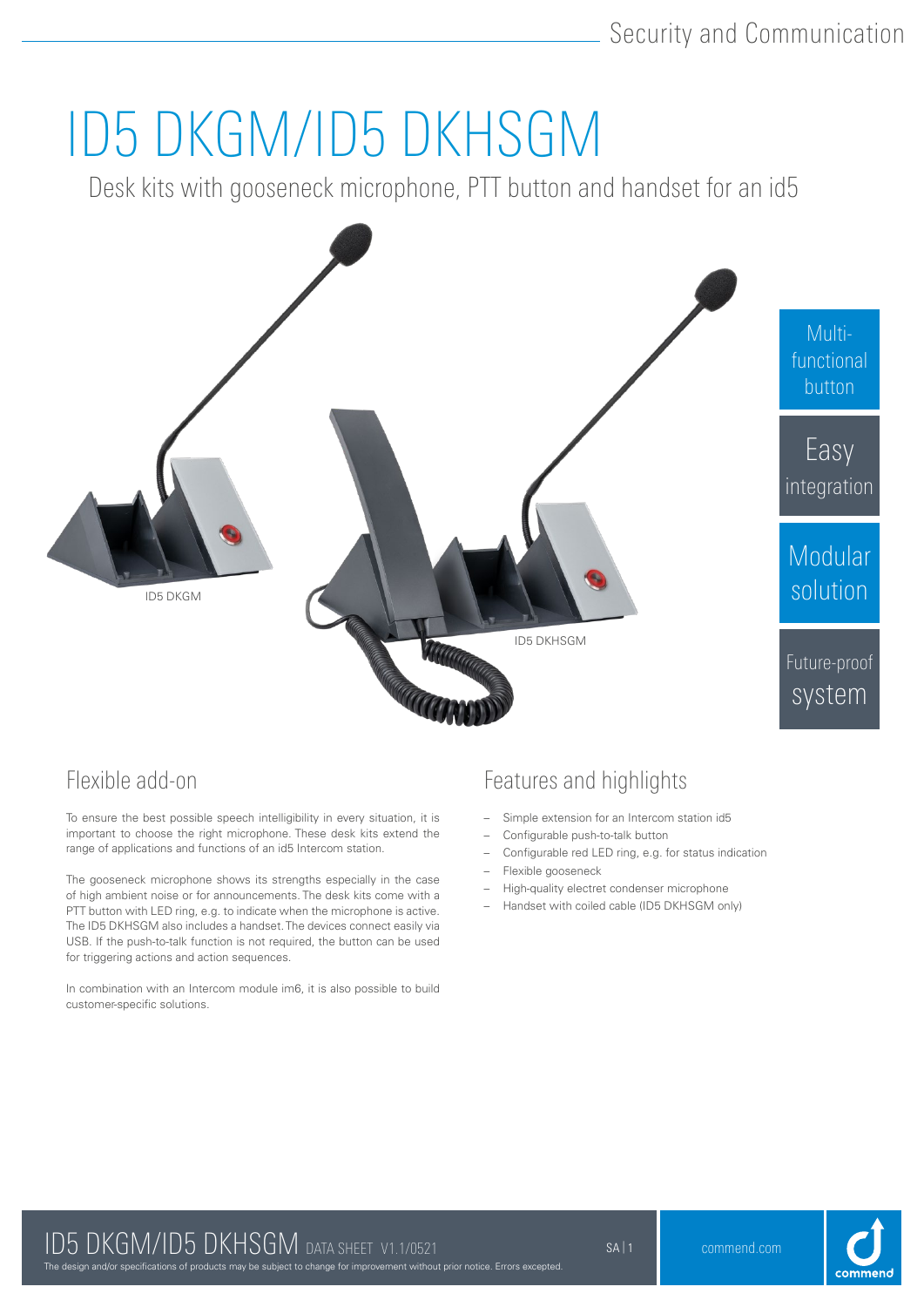Security and Communication

# ID5 DKGM/ID5 DKHSGM

Desk kits with gooseneck microphone, PTT button and handset for an id5

ID5 DKGM

ID5 DKHSGM

Multi-functional button

Easy integration

Modular solution

Future-proof system

## Flexible add-on

To ensure the best possible speech intelligibility in every situation, it is important to choose the right microphone. These desk kits extend the range of applications and functions of an id5 Intercom station.

The gooseneck microphone shows its strengths especially in the case of high ambient noise or for announcements. The desk kits come with a PTT button with LED ring, e.g. to indicate when the microphone is active. The ID5 DKHSGM also includes a handset. The devices connect easily via USB. If the push-to-talk function is not required, the button can be used for triggering actions and action sequences.

In combination with an Intercom module im6, it is also possible to build customer-specific solutions.

## Features and highlights

- Simple extension for an Intercom station id5
- Configurable push-to-talk button
- Configurable red LED ring, e.g. for status indication
- Flexible gooseneck
- High-quality electret condenser microphone
- Handset with coiled cable (ID5 DKHSGM only)

ID5 DKGM/ID5 DKHSGM DATA SHEET V1.1/0521

The design and/or specifications of products may be subject to change for improvement without prior notice. Errors excepted.

SA | 1

commend.com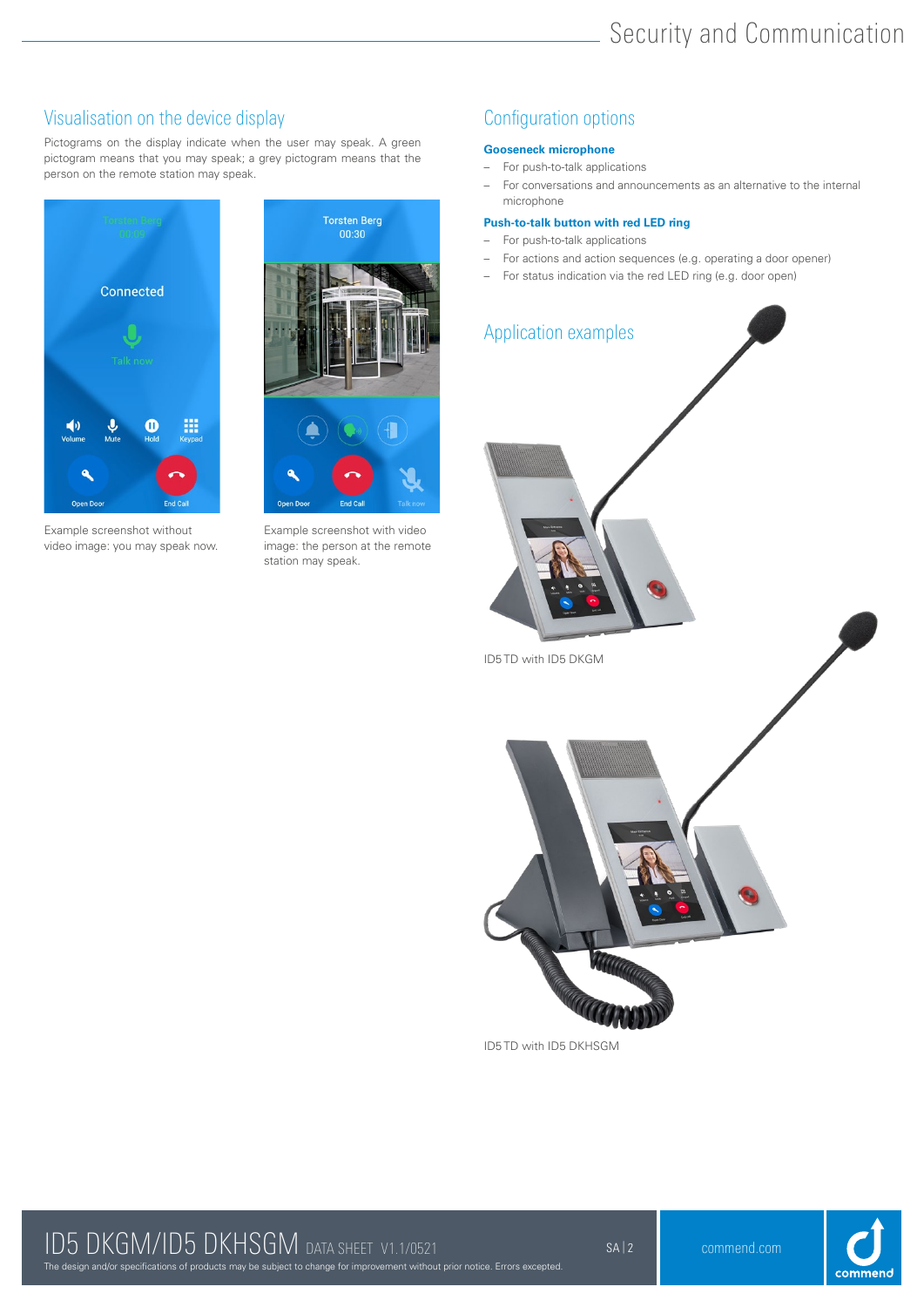## Visualisation on the device display

Pictograms on the display indicate when the user may speak. A green pictogram means that you may speak; a grey pictogram means that the person on the remote station may speak.

Example screenshot without video image: you may speak now.

Example screenshot with video image: the person at the remote station may speak.

## Configuration options

**Gooseneck microphone**

- For push-to-talk applications
- For conversations and announcements as an alternative to the internal microphone

**Push-to-talk button with red LED ring**

- For push-to-talk applications
- For actions and action sequences (e.g. operating a door opener)
- For status indication via the red LED ring (e.g. door open)

## Application examples

ID5 TD with ID5 DKGM

ID5 TD with ID5 DKHSGM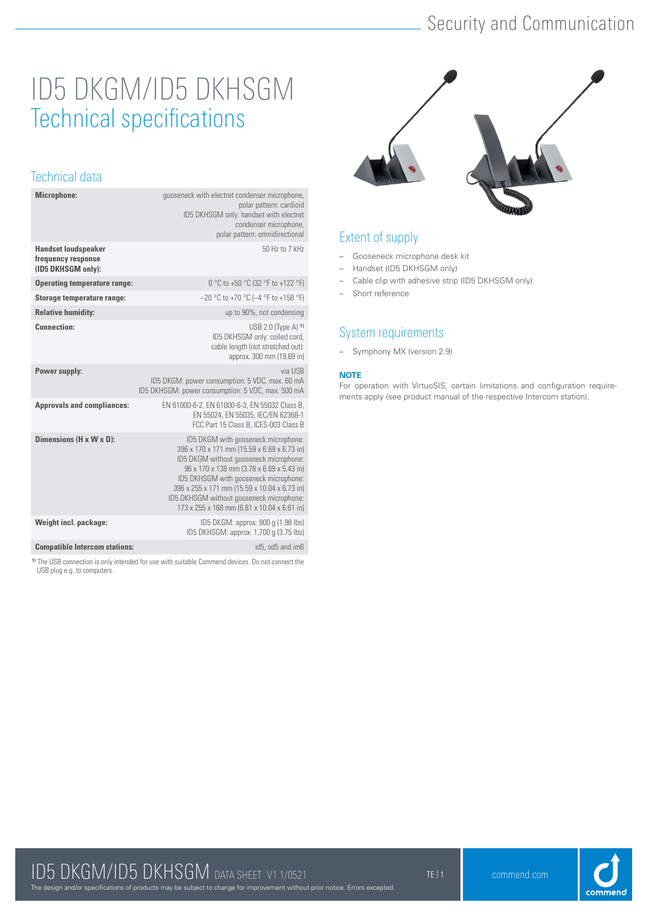# ID5 DKGM/ID5 DKHSGM
## Technical specifications

### Technical data

| | |
|---|---|
| **Microphone:** | gooseneck with electret condenser microphone, polar pattern: cardioid<br>ID5 DKHSGM only: handset with electret condenser microphone, polar pattern: omnidirectional |
| **Handset loudspeaker frequency response (ID5 DKHSGM only):** | 50 Hz to 7 kHz |
| **Operating temperature range:** | 0 °C to +50 °C (32 °F to +122 °F) |
| **Storage temperature range:** | –20 °C to +70 °C (–4 °F to +158 °F) |
| **Relative humidity:** | up to 90%, not condensing |
| **Connection:** | USB 2.0 (Type A) [1)]<br>ID5 DKHSGM only: coiled cord, cable length (not stretched out): approx. 300 mm (19.69 in) |
| **Power supply:** | via USB<br>ID5 DKGM: power consumption: 5 VDC, max. 60 mA<br>ID5 DKHSGM: power consumption: 5 VDC, max. 500 mA |
| **Approvals and compliances:** | EN 61000-6-2, EN 61000-6-3, EN 55032 Class B, EN 55024, EN 55035, IEC/EN 62368-1<br>FCC Part 15 Class B, ICES-003 Class B |
| **Dimensions (H x W x D):** | ID5 DKGM with gooseneck microphone: 396 x 170 x 171 mm (15.59 x 6.69 x 6.73 in)<br>ID5 DKGM without gooseneck microphone: 96 x 170 x 138 mm (3.78 x 6.69 x 5.43 in)<br>ID5 DKHSGM with gooseneck microphone: 396 x 255 x 171 mm (15.59 x 10.04 x 6.73 in)<br>ID5 DKHSGM without gooseneck microphone: 173 x 255 x 168 mm (6.81 x 10.04 x 6.61 in) |
| **Weight incl. package:** | ID5 DKGM: approx. 900 g (1.98 lbs)<br>ID5 DKHSGM: approx. 1,700 g (3.75 lbs) |
| **Compatible Intercom stations:** | id5, od5 and im6 |

[1)] The USB connection is only intended for use with suitable Commend devices. Do not connect the USB plug e.g. to computers.

### Extent of supply

- Gooseneck microphone desk kit
- Handset (ID5 DKHSGM only)
- Cable clip with adhesive strip (ID5 DKHSGM only)
- Short reference

### System requirements

- Symphony MX (version 2.9)

**NOTE**

For operation with VirtuoSIS, certain limitations and configuration requirements apply (see product manual of the respective Intercom station).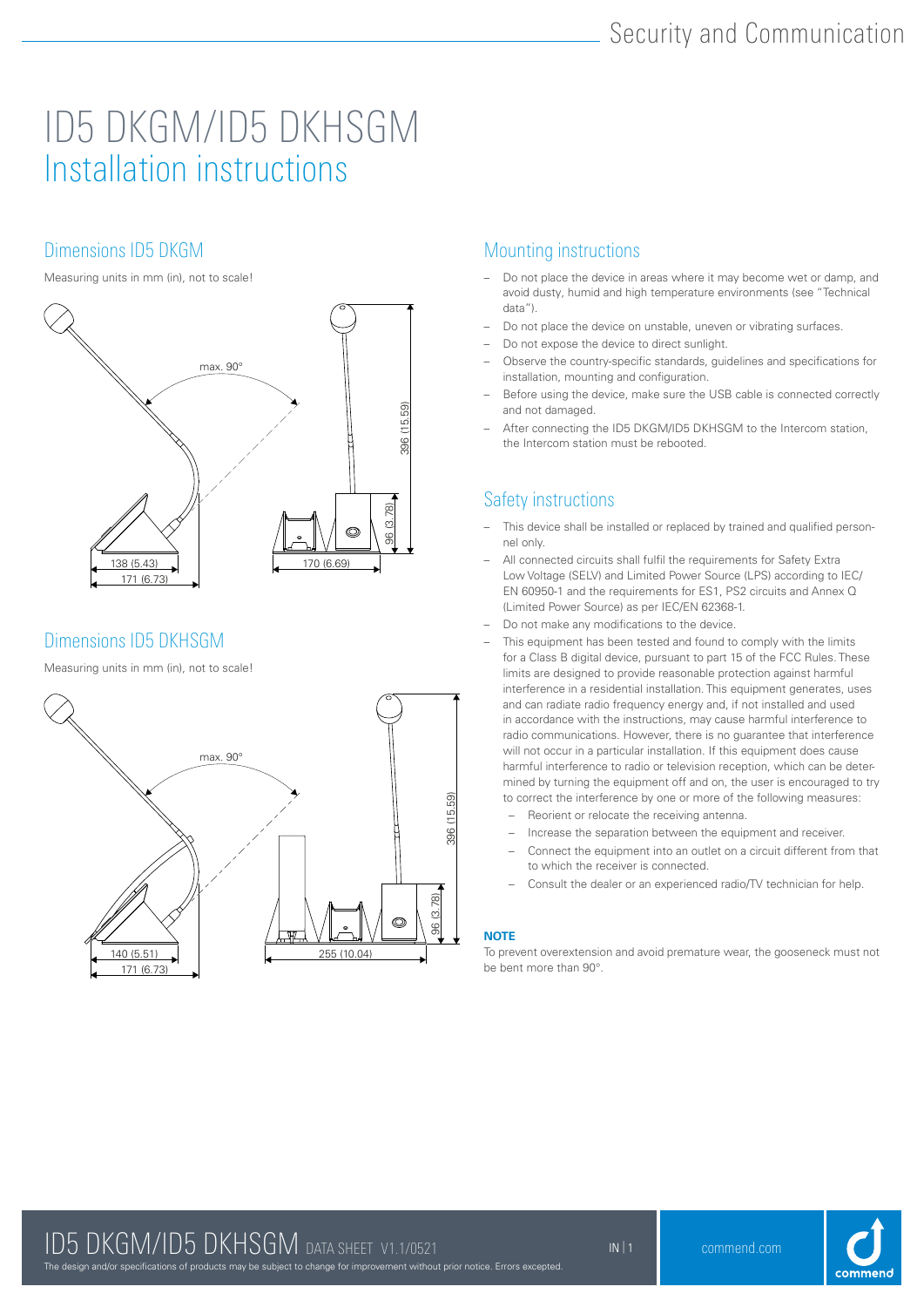# ID5 DKGM/ID5 DKHSGM

## Installation instructions

### Dimensions ID5 DKGM

Measuring units in mm (in), not to scale!

max. 90°

396 (15.59)

96 (3.78)

138 (5.43)

171 (6.73)

170 (6.69)

### Dimensions ID5 DKHSGM

Measuring units in mm (in), not to scale!

max. 90°

396 (15.59)

96 (3.78)

140 (5.51)

171 (6.73)

255 (10.04)

### Mounting instructions

- Do not place the device in areas where it may become wet or damp, and avoid dusty, humid and high temperature environments (see "Technical data").
- Do not place the device on unstable, uneven or vibrating surfaces.
- Do not expose the device to direct sunlight.
- Observe the country-specific standards, guidelines and specifications for installation, mounting and configuration.
- Before using the device, make sure the USB cable is connected correctly and not damaged.
- After connecting the ID5 DKGM/ID5 DKHSGM to the Intercom station, the Intercom station must be rebooted.

### Safety instructions

- This device shall be installed or replaced by trained and qualified personnel only.
- All connected circuits shall fulfil the requirements for Safety Extra Low Voltage (SELV) and Limited Power Source (LPS) according to IEC/EN 60950-1 and the requirements for ES1, PS2 circuits and Annex Q (Limited Power Source) as per IEC/EN 62368-1.
- Do not make any modifications to the device.
- This equipment has been tested and found to comply with the limits for a Class B digital device, pursuant to part 15 of the FCC Rules. These limits are designed to provide reasonable protection against harmful interference in a residential installation. This equipment generates, uses and can radiate radio frequency energy and, if not installed and used in accordance with the instructions, may cause harmful interference to radio communications. However, there is no guarantee that interference will not occur in a particular installation. If this equipment does cause harmful interference to radio or television reception, which can be determined by turning the equipment off and on, the user is encouraged to try to correct the interference by one or more of the following measures:
  - Reorient or relocate the receiving antenna.
  - Increase the separation between the equipment and receiver.
  - Connect the equipment into an outlet on a circuit different from that to which the receiver is connected.
  - Consult the dealer or an experienced radio/TV technician for help.

**NOTE**

To prevent overextension and avoid premature wear, the gooseneck must not be bent more than 90°.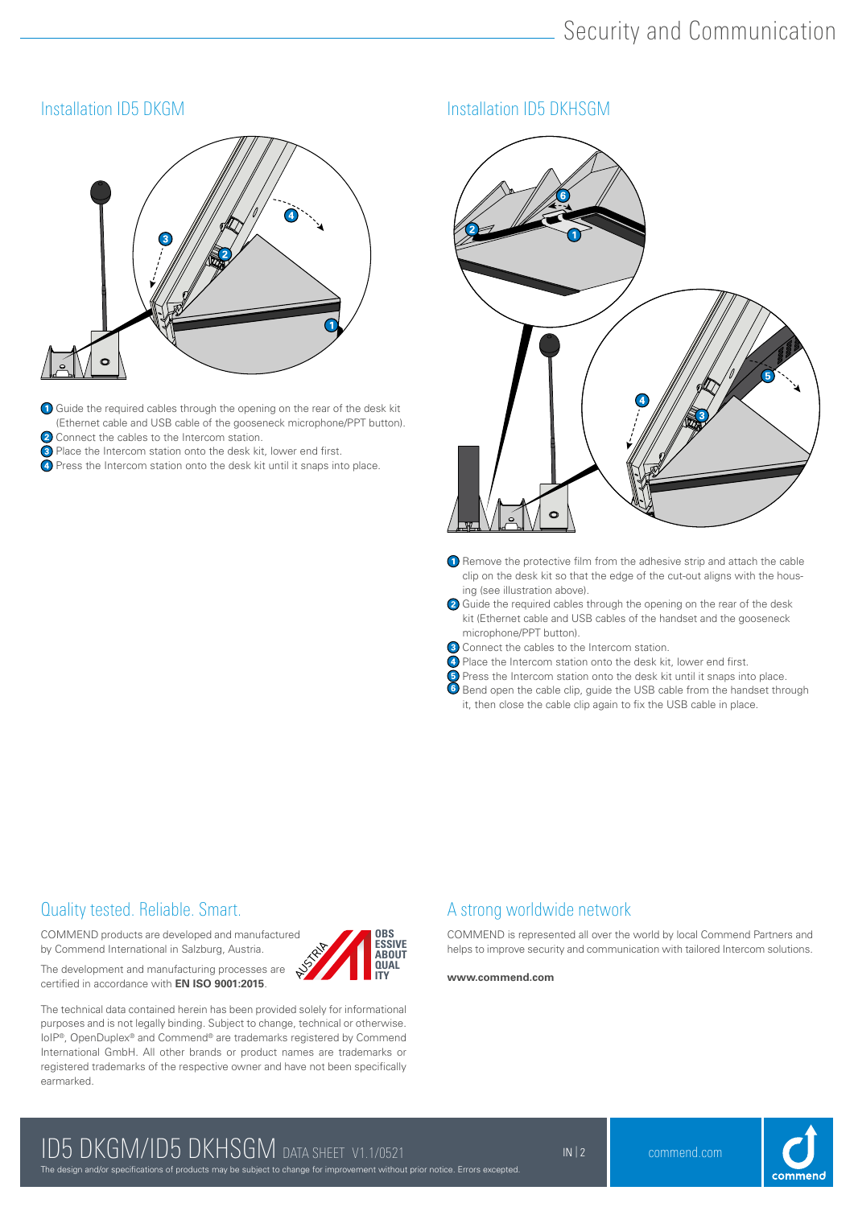## Installation ID5 DKGM

1. Guide the required cables through the opening on the rear of the desk kit (Ethernet cable and USB cable of the gooseneck microphone/PPT button).
2. Connect the cables to the Intercom station.
3. Place the Intercom station onto the desk kit, lower end first.
4. Press the Intercom station onto the desk kit until it snaps into place.

## Installation ID5 DKHSGM

1. Remove the protective film from the adhesive strip and attach the cable clip on the desk kit so that the edge of the cut-out aligns with the housing (see illustration above).
2. Guide the required cables through the opening on the rear of the desk kit (Ethernet cable and USB cables of the handset and the gooseneck microphone/PPT button).
3. Connect the cables to the Intercom station.
4. Place the Intercom station onto the desk kit, lower end first.
5. Press the Intercom station onto the desk kit until it snaps into place.
6. Bend open the cable clip, guide the USB cable from the handset through it, then close the cable clip again to fix the USB cable in place.

## Quality tested. Reliable. Smart.

COMMEND products are developed and manufactured by Commend International in Salzburg, Austria.

The development and manufacturing processes are certified in accordance with **EN ISO 9001:2015**.

AUSTRIA OBSESSIVE ABOUT QUALITY

The technical data contained herein has been provided solely for informational purposes and is not legally binding. Subject to change, technical or otherwise. IoIP®, OpenDuplex® and Commend® are trademarks registered by Commend International GmbH. All other brands or product names are trademarks or registered trademarks of the respective owner and have not been specifically earmarked.

## A strong worldwide network

COMMEND is represented all over the world by local Commend Partners and helps to improve security and communication with tailored Intercom solutions.

**www.commend.com**

ID5 DKGM/ID5 DKHSGM DATA SHEET V1.1/0521

The design and/or specifications of products may be subject to change for improvement without prior notice. Errors excepted.

commend.com